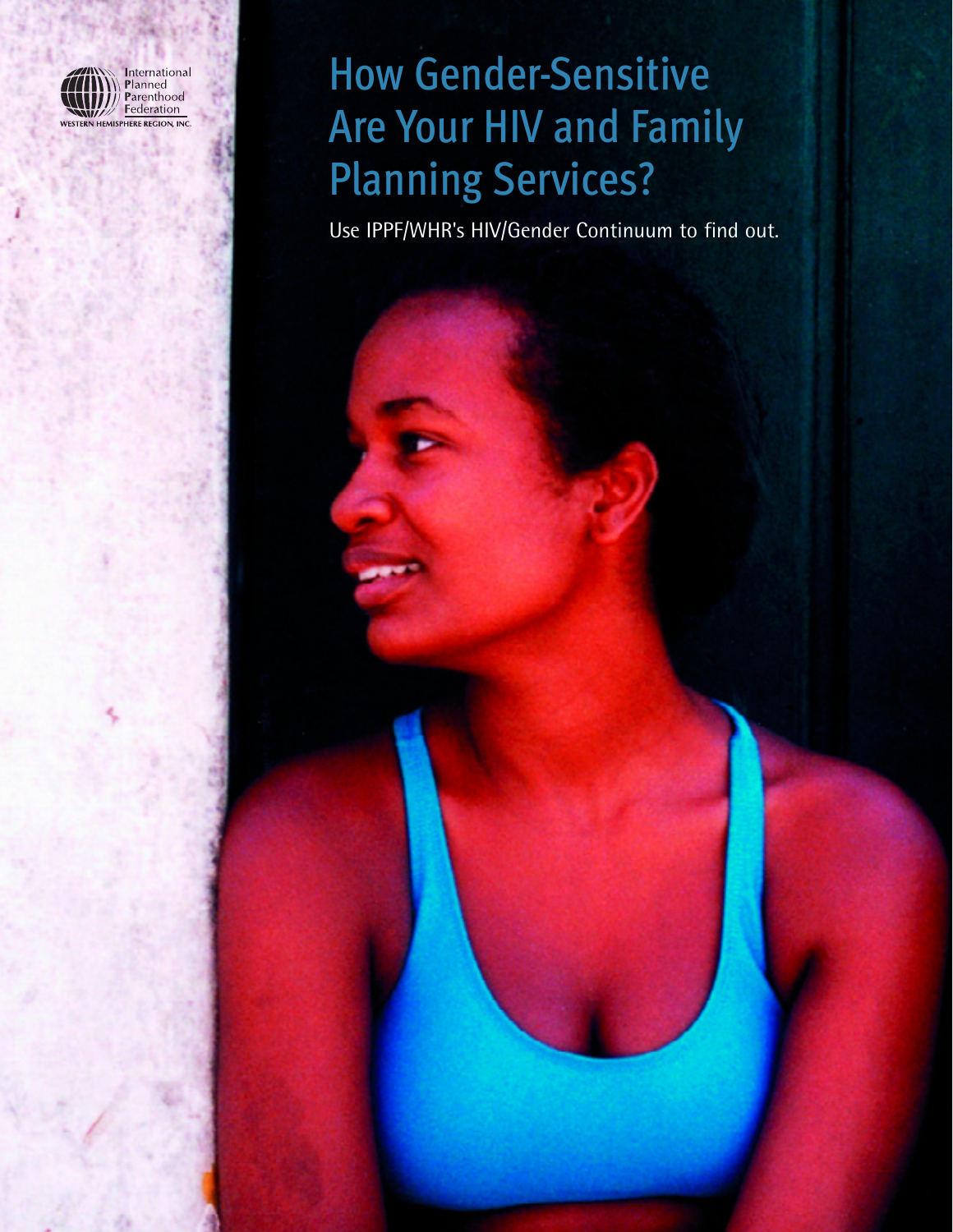International Planned Parenthood Federation
WESTERN HEMISPHERE REGION, INC.

# How Gender-Sensitive Are Your HIV and Family Planning Services?

Use IPPF/WHR's HIV/Gender Continuum to find out.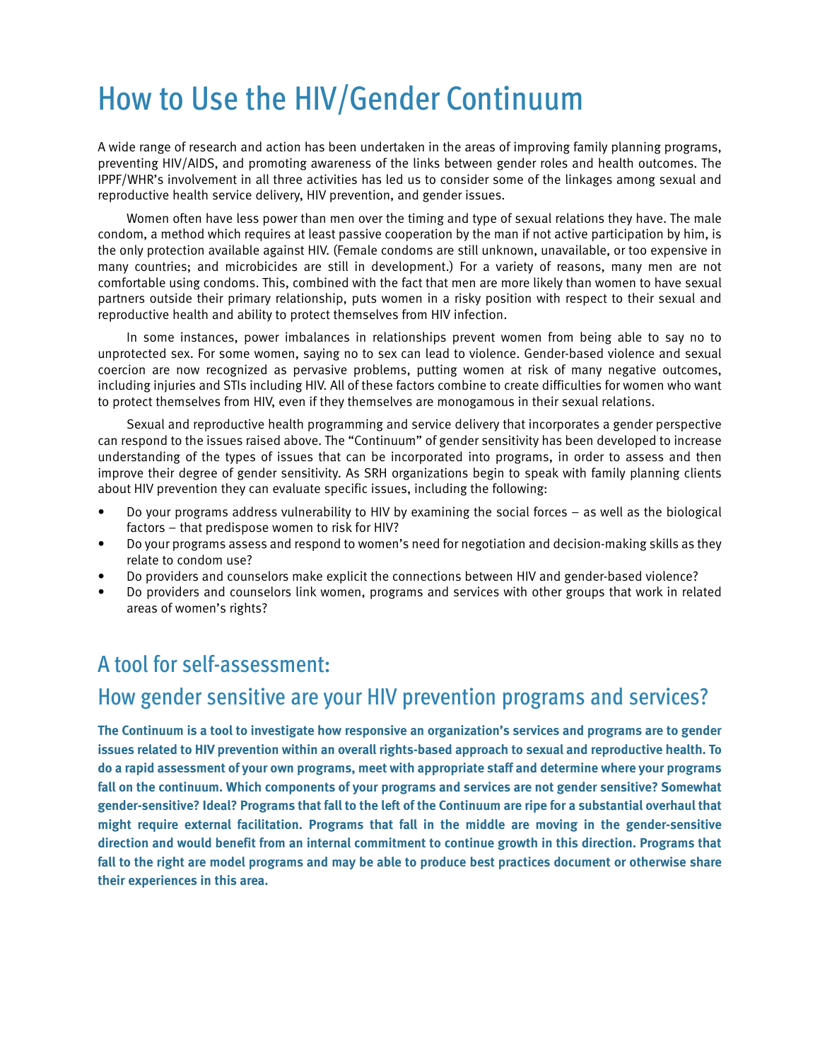# How to Use the HIV/Gender Continuum

A wide range of research and action has been undertaken in the areas of improving family planning programs, preventing HIV/AIDS, and promoting awareness of the links between gender roles and health outcomes. The IPPF/WHR's involvement in all three activities has led us to consider some of the linkages among sexual and reproductive health service delivery, HIV prevention, and gender issues.

Women often have less power than men over the timing and type of sexual relations they have. The male condom, a method which requires at least passive cooperation by the man if not active participation by him, is the only protection available against HIV. (Female condoms are still unknown, unavailable, or too expensive in many countries; and microbicides are still in development.) For a variety of reasons, many men are not comfortable using condoms. This, combined with the fact that men are more likely than women to have sexual partners outside their primary relationship, puts women in a risky position with respect to their sexual and reproductive health and ability to protect themselves from HIV infection.

In some instances, power imbalances in relationships prevent women from being able to say no to unprotected sex. For some women, saying no to sex can lead to violence. Gender-based violence and sexual coercion are now recognized as pervasive problems, putting women at risk of many negative outcomes, including injuries and STIs including HIV. All of these factors combine to create difficulties for women who want to protect themselves from HIV, even if they themselves are monogamous in their sexual relations.

Sexual and reproductive health programming and service delivery that incorporates a gender perspective can respond to the issues raised above. The "Continuum" of gender sensitivity has been developed to increase understanding of the types of issues that can be incorporated into programs, in order to assess and then improve their degree of gender sensitivity. As SRH organizations begin to speak with family planning clients about HIV prevention they can evaluate specific issues, including the following:

- Do your programs address vulnerability to HIV by examining the social forces – as well as the biological factors – that predispose women to risk for HIV?
- Do your programs assess and respond to women's need for negotiation and decision-making skills as they relate to condom use?
- Do providers and counselors make explicit the connections between HIV and gender-based violence?
- Do providers and counselors link women, programs and services with other groups that work in related areas of women's rights?

## A tool for self-assessment:

## How gender sensitive are your HIV prevention programs and services?

**The Continuum is a tool to investigate how responsive an organization's services and programs are to gender issues related to HIV prevention within an overall rights-based approach to sexual and reproductive health. To do a rapid assessment of your own programs, meet with appropriate staff and determine where your programs fall on the continuum. Which components of your programs and services are not gender sensitive? Somewhat gender-sensitive? Ideal? Programs that fall to the left of the Continuum are ripe for a substantial overhaul that might require external facilitation. Programs that fall in the middle are moving in the gender-sensitive direction and would benefit from an internal commitment to continue growth in this direction. Programs that fall to the right are model programs and may be able to produce best practices document or otherwise share their experiences in this area.**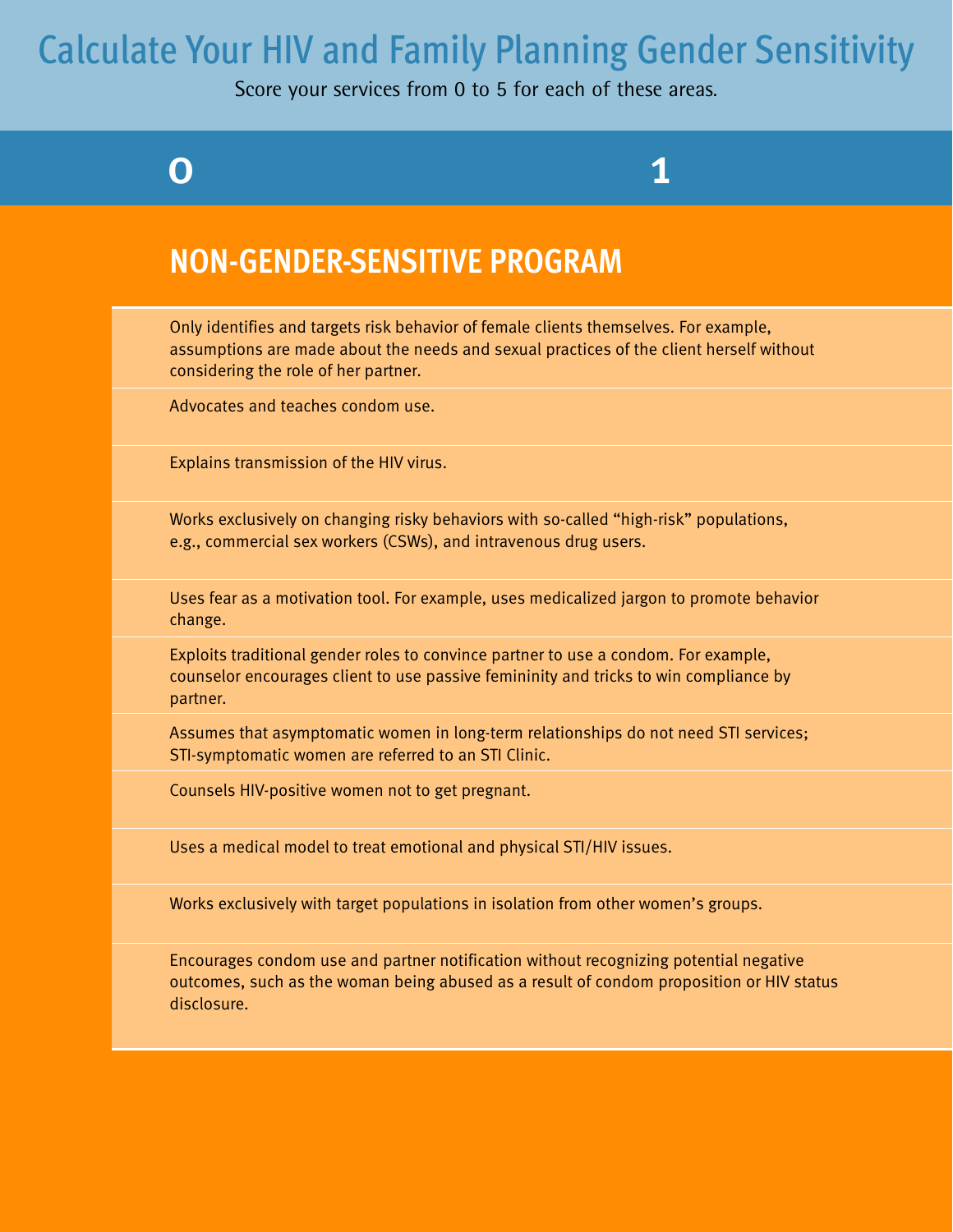# Calculate Your HIV and Family Planning Gender Sensitivity

Score your services from 0 to 5 for each of these areas.

**0** **1**

## NON-GENDER-SENSITIVE PROGRAM

- Only identifies and targets risk behavior of female clients themselves. For example, assumptions are made about the needs and sexual practices of the client herself without considering the role of her partner.
- Advocates and teaches condom use.
- Explains transmission of the HIV virus.
- Works exclusively on changing risky behaviors with so-called "high-risk" populations, e.g., commercial sex workers (CSWs), and intravenous drug users.
- Uses fear as a motivation tool. For example, uses medicalized jargon to promote behavior change.
- Exploits traditional gender roles to convince partner to use a condom. For example, counselor encourages client to use passive femininity and tricks to win compliance by partner.
- Assumes that asymptomatic women in long-term relationships do not need STI services; STI-symptomatic women are referred to an STI Clinic.
- Counsels HIV-positive women not to get pregnant.
- Uses a medical model to treat emotional and physical STI/HIV issues.
- Works exclusively with target populations in isolation from other women's groups.
- Encourages condom use and partner notification without recognizing potential negative outcomes, such as the woman being abused as a result of condom proposition or HIV status disclosure.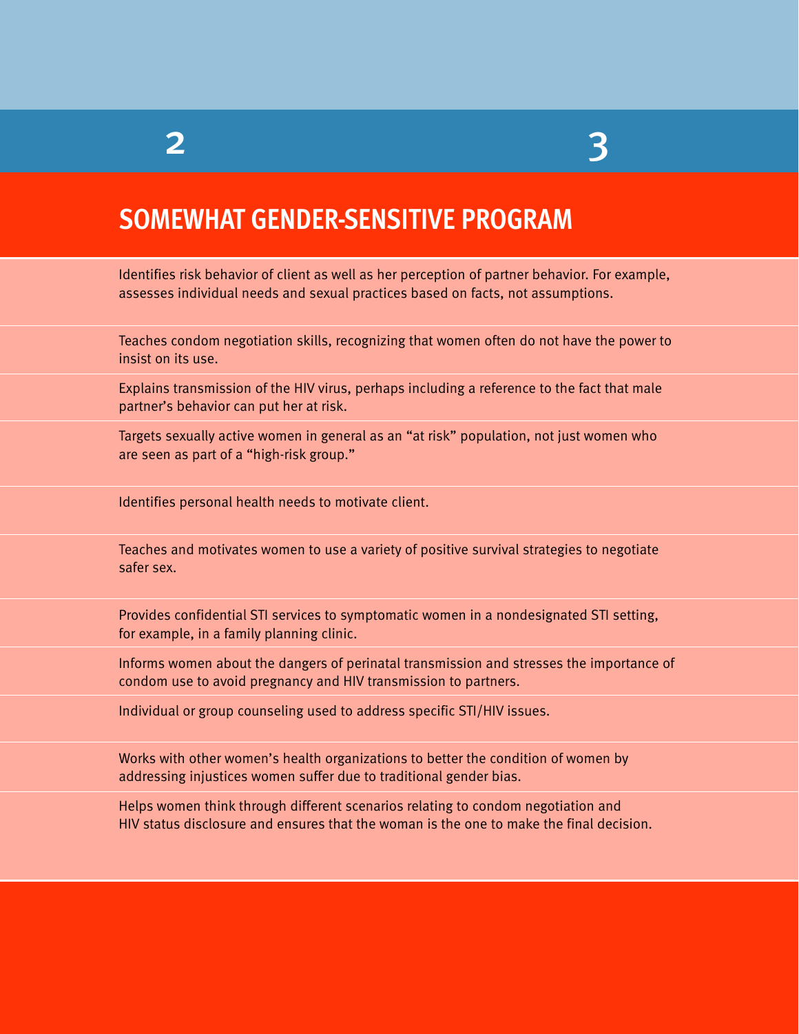2 3

## SOMEWHAT GENDER-SENSITIVE PROGRAM

Identifies risk behavior of client as well as her perception of partner behavior. For example, assesses individual needs and sexual practices based on facts, not assumptions.

Teaches condom negotiation skills, recognizing that women often do not have the power to insist on its use.

Explains transmission of the HIV virus, perhaps including a reference to the fact that male partner's behavior can put her at risk.

Targets sexually active women in general as an "at risk" population, not just women who are seen as part of a "high-risk group."

Identifies personal health needs to motivate client.

Teaches and motivates women to use a variety of positive survival strategies to negotiate safer sex.

Provides confidential STI services to symptomatic women in a nondesignated STI setting, for example, in a family planning clinic.

Informs women about the dangers of perinatal transmission and stresses the importance of condom use to avoid pregnancy and HIV transmission to partners.

Individual or group counseling used to address specific STI/HIV issues.

Works with other women's health organizations to better the condition of women by addressing injustices women suffer due to traditional gender bias.

Helps women think through different scenarios relating to condom negotiation and HIV status disclosure and ensures that the woman is the one to make the final decision.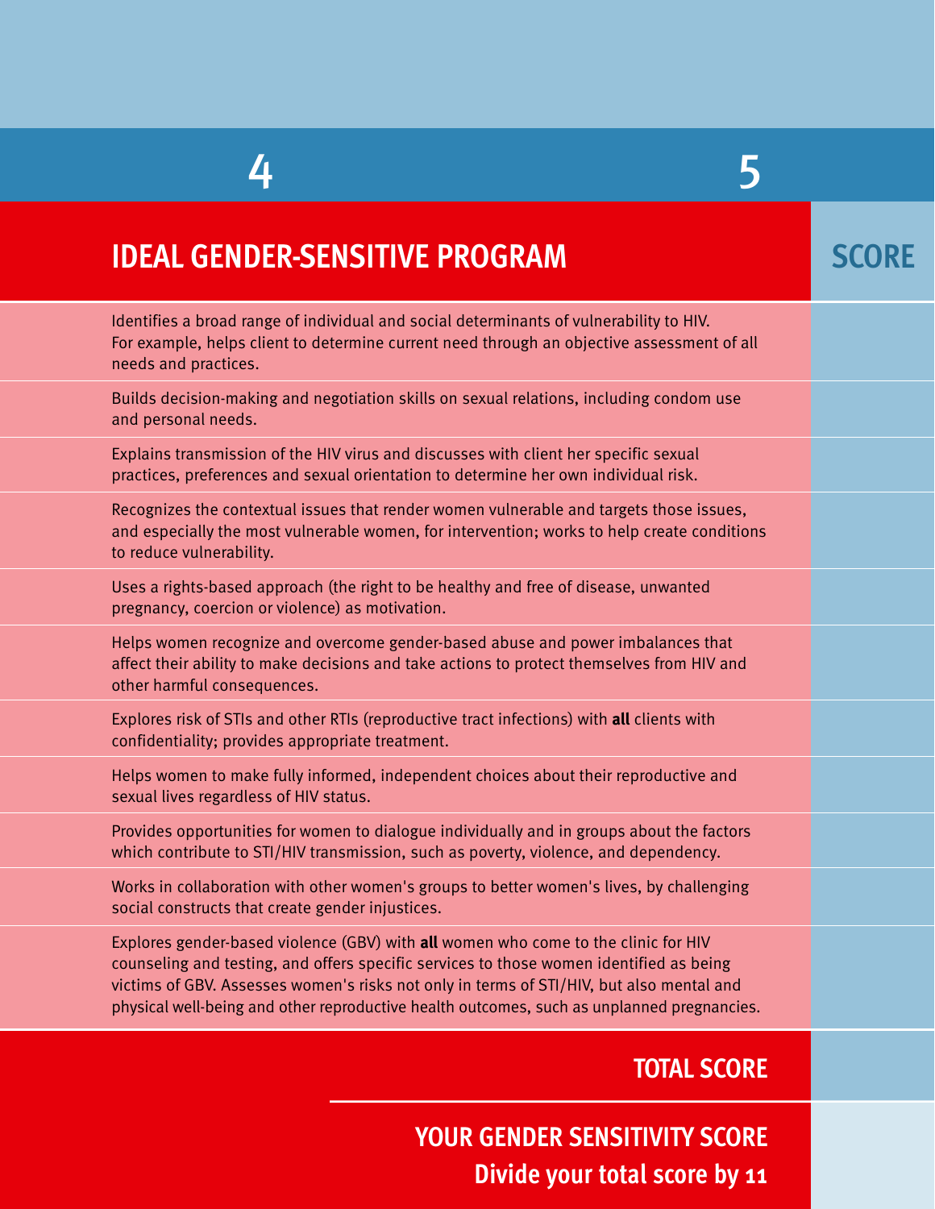| 4 | 5 | |
|---|---|---|
| **IDEAL GENDER-SENSITIVE PROGRAM** | | **SCORE** |
| Identifies a broad range of individual and social determinants of vulnerability to HIV. For example, helps client to determine current need through an objective assessment of all needs and practices. | | |
| Builds decision-making and negotiation skills on sexual relations, including condom use and personal needs. | | |
| Explains transmission of the HIV virus and discusses with client her specific sexual practices, preferences and sexual orientation to determine her own individual risk. | | |
| Recognizes the contextual issues that render women vulnerable and targets those issues, and especially the most vulnerable women, for intervention; works to help create conditions to reduce vulnerability. | | |
| Uses a rights-based approach (the right to be healthy and free of disease, unwanted pregnancy, coercion or violence) as motivation. | | |
| Helps women recognize and overcome gender-based abuse and power imbalances that affect their ability to make decisions and take actions to protect themselves from HIV and other harmful consequences. | | |
| Explores risk of STIs and other RTIs (reproductive tract infections) with **all** clients with confidentiality; provides appropriate treatment. | | |
| Helps women to make fully informed, independent choices about their reproductive and sexual lives regardless of HIV status. | | |
| Provides opportunities for women to dialogue individually and in groups about the factors which contribute to STI/HIV transmission, such as poverty, violence, and dependency. | | |
| Works in collaboration with other women's groups to better women's lives, by challenging social constructs that create gender injustices. | | |
| Explores gender-based violence (GBV) with **all** women who come to the clinic for HIV counseling and testing, and offers specific services to those women identified as being victims of GBV. Assesses women's risks not only in terms of STI/HIV, but also mental and physical well-being and other reproductive health outcomes, such as unplanned pregnancies. | | |
| **TOTAL SCORE** | | |
| **YOUR GENDER SENSITIVITY SCORE** **Divide your total score by 11** | | |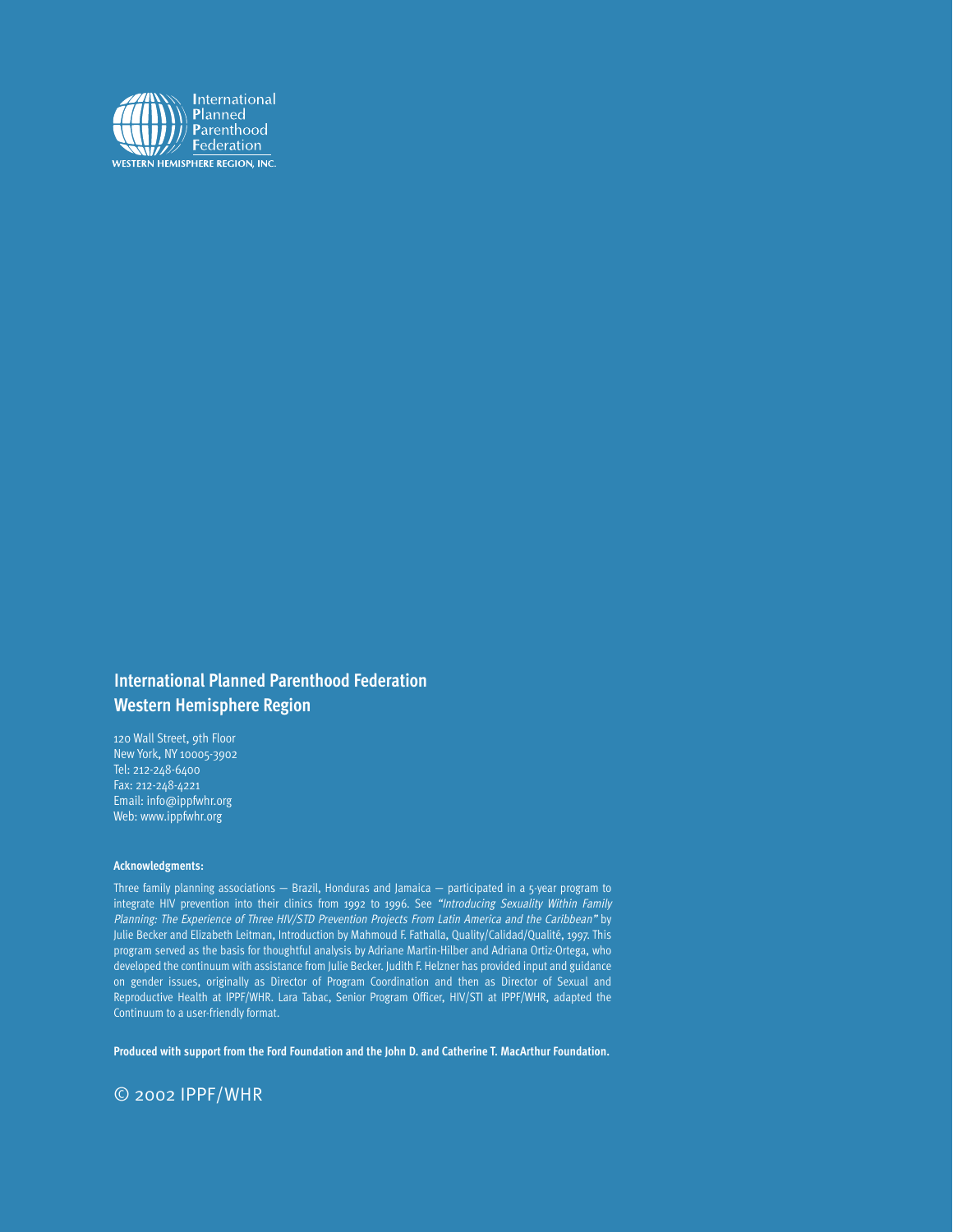International Planned Parenthood Federation
WESTERN HEMISPHERE REGION, INC.

**International Planned Parenthood Federation**
**Western Hemisphere Region**

120 Wall Street, 9th Floor
New York, NY 10005-3902
Tel: 212-248-6400
Fax: 212-248-4221
Email: info@ippfwhr.org
Web: www.ippfwhr.org

**Acknowledgments:**

Three family planning associations — Brazil, Honduras and Jamaica — participated in a 5-year program to integrate HIV prevention into their clinics from 1992 to 1996. See *"Introducing Sexuality Within Family Planning: The Experience of Three HIV/STD Prevention Projects From Latin America and the Caribbean"* by Julie Becker and Elizabeth Leitman, Introduction by Mahmoud F. Fathalla, Quality/Calidad/Qualité, 1997. This program served as the basis for thoughtful analysis by Adriane Martin-Hilber and Adriana Ortiz-Ortega, who developed the continuum with assistance from Julie Becker. Judith F. Helzner has provided input and guidance on gender issues, originally as Director of Program Coordination and then as Director of Sexual and Reproductive Health at IPPF/WHR. Lara Tabac, Senior Program Officer, HIV/STI at IPPF/WHR, adapted the Continuum to a user-friendly format.

**Produced with support from the Ford Foundation and the John D. and Catherine T. MacArthur Foundation.**

© 2002 IPPF/WHR